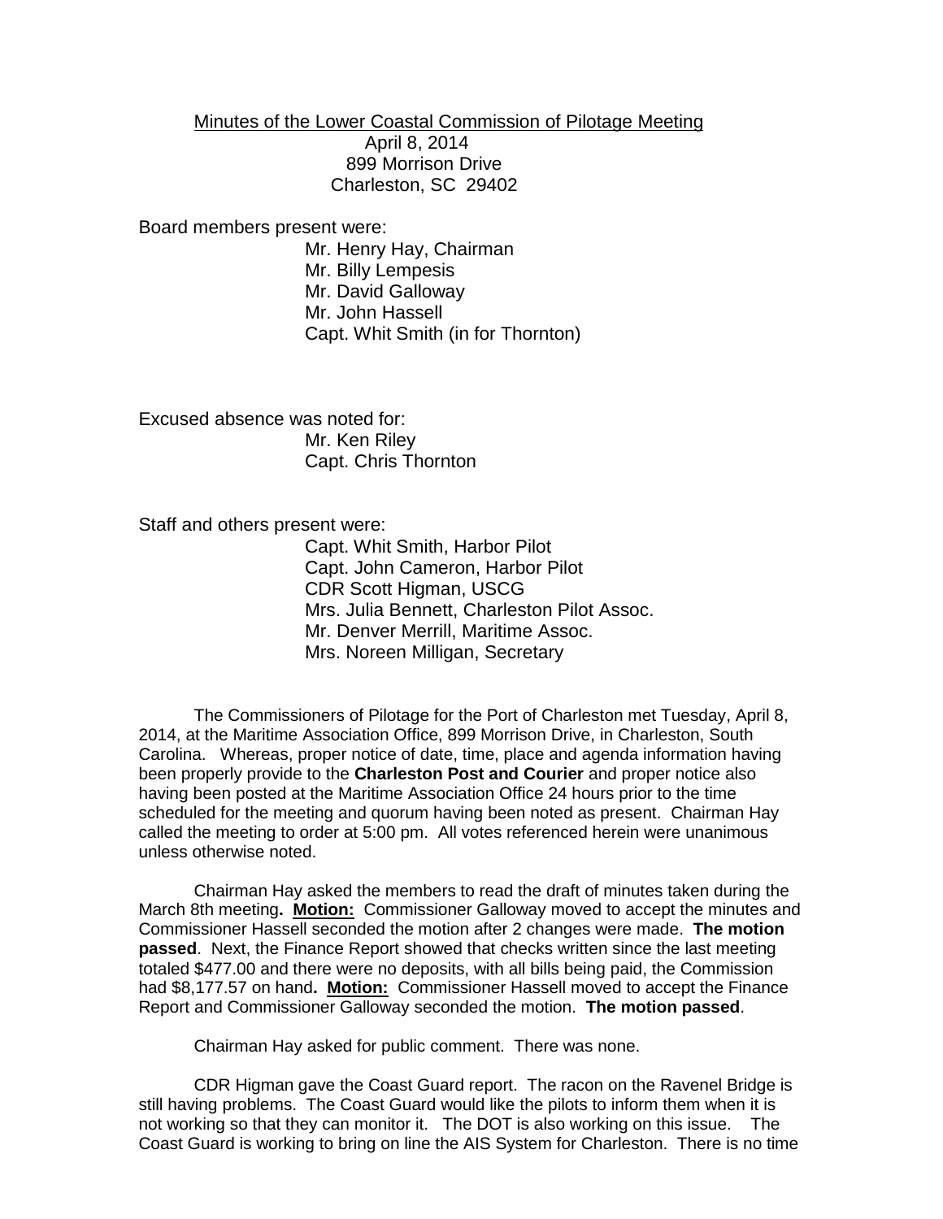Minutes of the Lower Coastal Commission of Pilotage Meeting
April 8, 2014
899 Morrison Drive
Charleston, SC 29402

Board members present were:

Mr. Henry Hay, Chairman
Mr. Billy Lempesis
Mr. David Galloway
Mr. John Hassell
Capt. Whit Smith (in for Thornton)

Excused absence was noted for:

Mr. Ken Riley
Capt. Chris Thornton

Staff and others present were:

Capt. Whit Smith, Harbor Pilot
Capt. John Cameron, Harbor Pilot
CDR Scott Higman, USCG
Mrs. Julia Bennett, Charleston Pilot Assoc.
Mr. Denver Merrill, Maritime Assoc.
Mrs. Noreen Milligan, Secretary

The Commissioners of Pilotage for the Port of Charleston met Tuesday, April 8, 2014, at the Maritime Association Office, 899 Morrison Drive, in Charleston, South Carolina. Whereas, proper notice of date, time, place and agenda information having been properly provide to the **Charleston Post and Courier** and proper notice also having been posted at the Maritime Association Office 24 hours prior to the time scheduled for the meeting and quorum having been noted as present. Chairman Hay called the meeting to order at 5:00 pm. All votes referenced herein were unanimous unless otherwise noted.

Chairman Hay asked the members to read the draft of minutes taken during the March 8th meeting**. Motion:** Commissioner Galloway moved to accept the minutes and Commissioner Hassell seconded the motion after 2 changes were made. **The motion passed**. Next, the Finance Report showed that checks written since the last meeting totaled $477.00 and there were no deposits, with all bills being paid, the Commission had $8,177.57 on hand**. Motion:** Commissioner Hassell moved to accept the Finance Report and Commissioner Galloway seconded the motion. **The motion passed**.

Chairman Hay asked for public comment. There was none.

CDR Higman gave the Coast Guard report. The racon on the Ravenel Bridge is still having problems. The Coast Guard would like the pilots to inform them when it is not working so that they can monitor it. The DOT is also working on this issue. The Coast Guard is working to bring on line the AIS System for Charleston. There is no time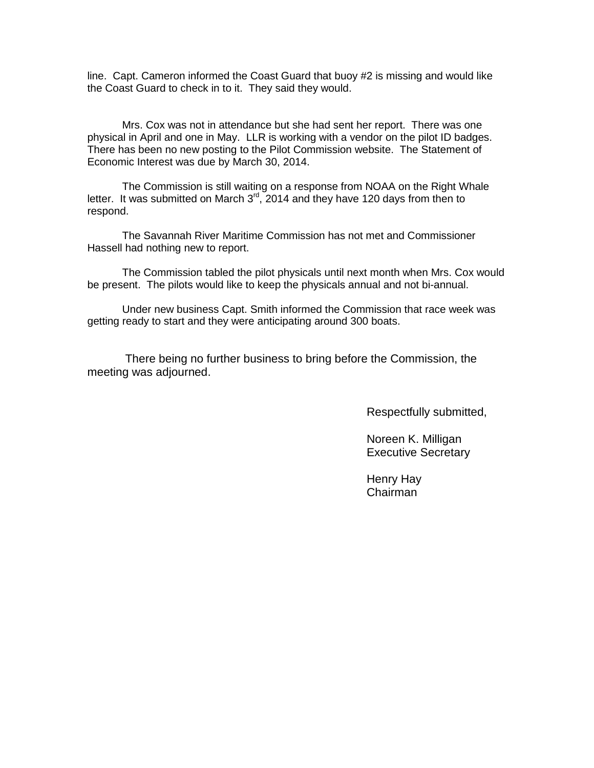line. Capt. Cameron informed the Coast Guard that buoy #2 is missing and would like the Coast Guard to check in to it. They said they would.

Mrs. Cox was not in attendance but she had sent her report. There was one physical in April and one in May. LLR is working with a vendor on the pilot ID badges. There has been no new posting to the Pilot Commission website. The Statement of Economic Interest was due by March 30, 2014.

The Commission is still waiting on a response from NOAA on the Right Whale letter. It was submitted on March 3rd, 2014 and they have 120 days from then to respond.

The Savannah River Maritime Commission has not met and Commissioner Hassell had nothing new to report.

The Commission tabled the pilot physicals until next month when Mrs. Cox would be present. The pilots would like to keep the physicals annual and not bi-annual.

Under new business Capt. Smith informed the Commission that race week was getting ready to start and they were anticipating around 300 boats.

There being no further business to bring before the Commission, the meeting was adjourned.

Respectfully submitted,

Noreen K. Milligan
Executive Secretary

Henry Hay
Chairman